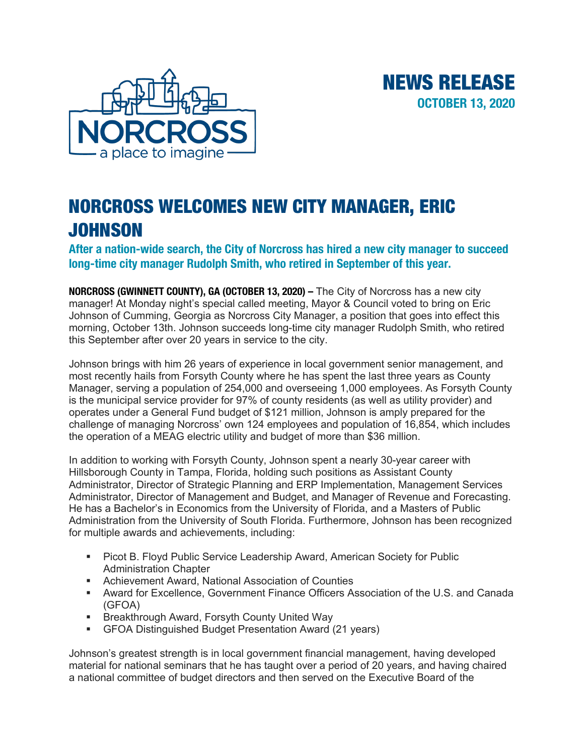NORCROSS
a place to imagine

# NEWS RELEASE

**OCTOBER 13, 2020**

# NORCROSS WELCOMES NEW CITY MANAGER, ERIC JOHNSON

## After a nation-wide search, the City of Norcross has hired a new city manager to succeed long-time city manager Rudolph Smith, who retired in September of this year.

**NORCROSS (GWINNETT COUNTY), GA (OCTOBER 13, 2020) –** The City of Norcross has a new city manager! At Monday night's special called meeting, Mayor & Council voted to bring on Eric Johnson of Cumming, Georgia as Norcross City Manager, a position that goes into effect this morning, October 13th. Johnson succeeds long-time city manager Rudolph Smith, who retired this September after over 20 years in service to the city.

Johnson brings with him 26 years of experience in local government senior management, and most recently hails from Forsyth County where he has spent the last three years as County Manager, serving a population of 254,000 and overseeing 1,000 employees. As Forsyth County is the municipal service provider for 97% of county residents (as well as utility provider) and operates under a General Fund budget of $121 million, Johnson is amply prepared for the challenge of managing Norcross' own 124 employees and population of 16,854, which includes the operation of a MEAG electric utility and budget of more than $36 million.

In addition to working with Forsyth County, Johnson spent a nearly 30-year career with Hillsborough County in Tampa, Florida, holding such positions as Assistant County Administrator, Director of Strategic Planning and ERP Implementation, Management Services Administrator, Director of Management and Budget, and Manager of Revenue and Forecasting. He has a Bachelor's in Economics from the University of Florida, and a Masters of Public Administration from the University of South Florida. Furthermore, Johnson has been recognized for multiple awards and achievements, including:

- Picot B. Floyd Public Service Leadership Award, American Society for Public Administration Chapter
- Achievement Award, National Association of Counties
- Award for Excellence, Government Finance Officers Association of the U.S. and Canada (GFOA)
- Breakthrough Award, Forsyth County United Way
- GFOA Distinguished Budget Presentation Award (21 years)

Johnson's greatest strength is in local government financial management, having developed material for national seminars that he has taught over a period of 20 years, and having chaired a national committee of budget directors and then served on the Executive Board of the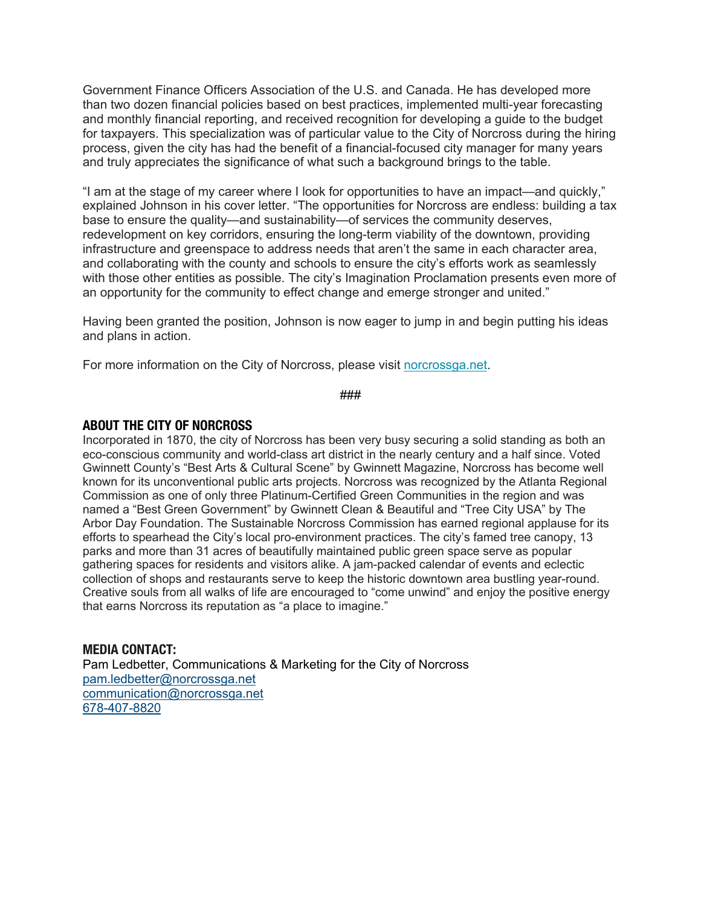Government Finance Officers Association of the U.S. and Canada. He has developed more than two dozen financial policies based on best practices, implemented multi-year forecasting and monthly financial reporting, and received recognition for developing a guide to the budget for taxpayers. This specialization was of particular value to the City of Norcross during the hiring process, given the city has had the benefit of a financial-focused city manager for many years and truly appreciates the significance of what such a background brings to the table.

"I am at the stage of my career where I look for opportunities to have an impact—and quickly," explained Johnson in his cover letter. "The opportunities for Norcross are endless: building a tax base to ensure the quality—and sustainability—of services the community deserves, redevelopment on key corridors, ensuring the long-term viability of the downtown, providing infrastructure and greenspace to address needs that aren't the same in each character area, and collaborating with the county and schools to ensure the city's efforts work as seamlessly with those other entities as possible. The city's Imagination Proclamation presents even more of an opportunity for the community to effect change and emerge stronger and united."

Having been granted the position, Johnson is now eager to jump in and begin putting his ideas and plans in action.

For more information on the City of Norcross, please visit [norcrossga.net](norcrossga.net).

###

## ABOUT THE CITY OF NORCROSS

Incorporated in 1870, the city of Norcross has been very busy securing a solid standing as both an eco-conscious community and world-class art district in the nearly century and a half since. Voted Gwinnett County's "Best Arts & Cultural Scene" by Gwinnett Magazine, Norcross has become well known for its unconventional public arts projects. Norcross was recognized by the Atlanta Regional Commission as one of only three Platinum-Certified Green Communities in the region and was named a "Best Green Government" by Gwinnett Clean & Beautiful and "Tree City USA" by The Arbor Day Foundation. The Sustainable Norcross Commission has earned regional applause for its efforts to spearhead the City's local pro-environment practices. The city's famed tree canopy, 13 parks and more than 31 acres of beautifully maintained public green space serve as popular gathering spaces for residents and visitors alike. A jam-packed calendar of events and eclectic collection of shops and restaurants serve to keep the historic downtown area bustling year-round. Creative souls from all walks of life are encouraged to "come unwind" and enjoy the positive energy that earns Norcross its reputation as "a place to imagine."

## MEDIA CONTACT:

Pam Ledbetter, Communications & Marketing for the City of Norcross
pam.ledbetter@norcrossga.net
communication@norcrossga.net
678-407-8820